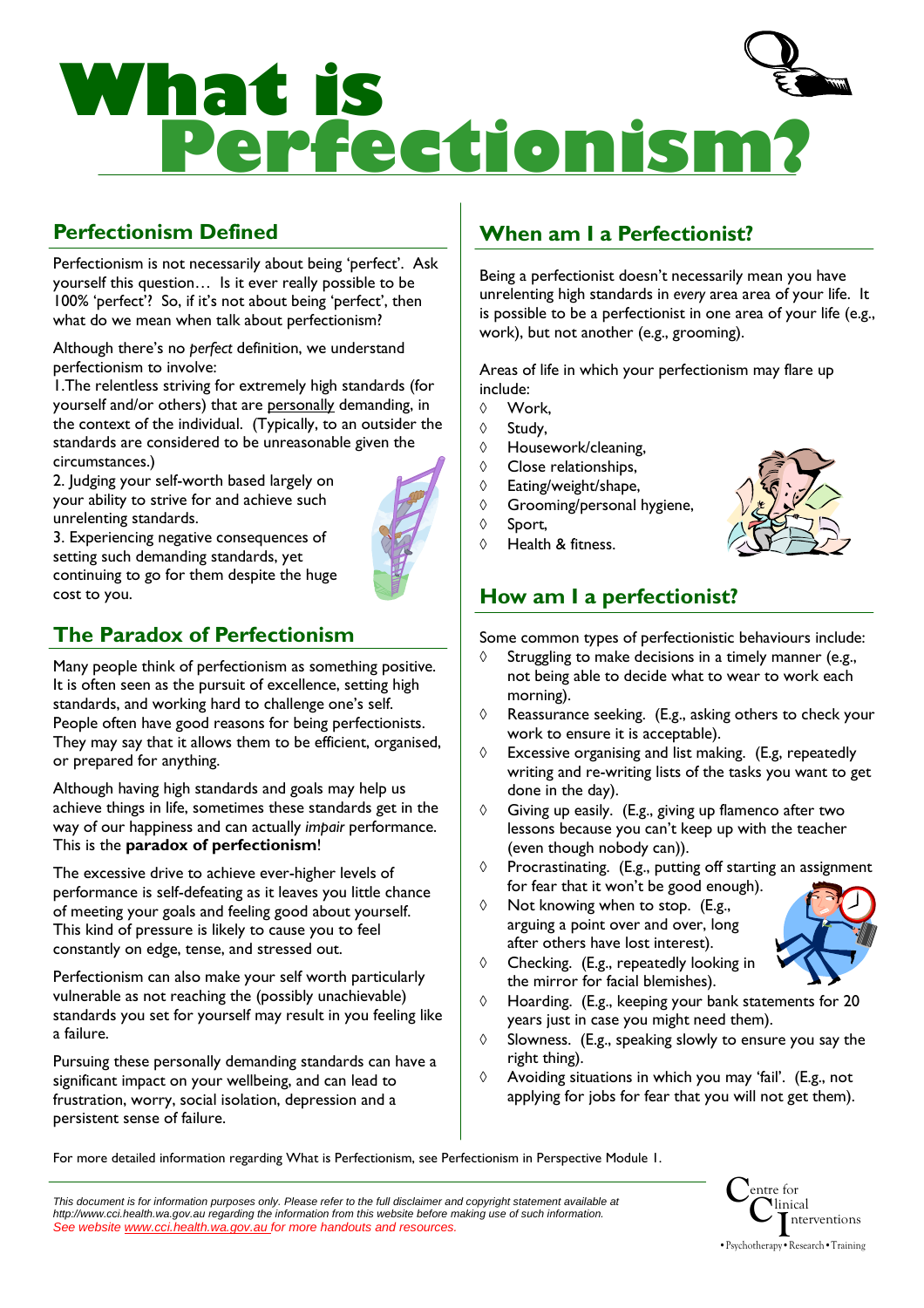# What is Perfectionism?

## Perfectionism Defined

Perfectionism is not necessarily about being 'perfect'. Ask yourself this question… Is it ever really possible to be 100% 'perfect'? So, if it's not about being 'perfect', then what do we mean when talk about perfectionism?

Although there's no *perfect* definition, we understand perfectionism to involve:

1. The relentless striving for extremely high standards (for yourself and/or others) that are personally demanding, in the context of the individual. (Typically, to an outsider the standards are considered to be unreasonable given the circumstances.)
2. Judging your self-worth based largely on your ability to strive for and achieve such unrelenting standards.
3. Experiencing negative consequences of setting such demanding standards, yet continuing to go for them despite the huge cost to you.

## The Paradox of Perfectionism

Many people think of perfectionism as something positive. It is often seen as the pursuit of excellence, setting high standards, and working hard to challenge one's self. People often have good reasons for being perfectionists. They may say that it allows them to be efficient, organised, or prepared for anything.

Although having high standards and goals may help us achieve things in life, sometimes these standards get in the way of our happiness and can actually *impair* performance. This is the **paradox of perfectionism**!

The excessive drive to achieve ever-higher levels of performance is self-defeating as it leaves you little chance of meeting your goals and feeling good about yourself. This kind of pressure is likely to cause you to feel constantly on edge, tense, and stressed out.

Perfectionism can also make your self worth particularly vulnerable as not reaching the (possibly unachievable) standards you set for yourself may result in you feeling like a failure.

Pursuing these personally demanding standards can have a significant impact on your wellbeing, and can lead to frustration, worry, social isolation, depression and a persistent sense of failure.

## When am I a Perfectionist?

Being a perfectionist doesn't necessarily mean you have unrelenting high standards in *every* area area of your life. It is possible to be a perfectionist in one area of your life (e.g., work), but not another (e.g., grooming).

Areas of life in which your perfectionism may flare up include:

- Work,
- Study,
- Housework/cleaning,
- Close relationships,
- Eating/weight/shape,
- Grooming/personal hygiene,
- Sport,
- Health & fitness.

## How am I a perfectionist?

Some common types of perfectionistic behaviours include:

- Struggling to make decisions in a timely manner (e.g., not being able to decide what to wear to work each morning).
- Reassurance seeking. (E.g., asking others to check your work to ensure it is acceptable).
- Excessive organising and list making. (E.g, repeatedly writing and re-writing lists of the tasks you want to get done in the day).
- Giving up easily. (E.g., giving up flamenco after two lessons because you can't keep up with the teacher (even though nobody can)).
- Procrastinating. (E.g., putting off starting an assignment for fear that it won't be good enough).
- Not knowing when to stop. (E.g., arguing a point over and over, long after others have lost interest).
- Checking. (E.g., repeatedly looking in the mirror for facial blemishes).
- Hoarding. (E.g., keeping your bank statements for 20 years just in case you might need them).
- Slowness. (E.g., speaking slowly to ensure you say the right thing).
- Avoiding situations in which you may 'fail'. (E.g., not applying for jobs for fear that you will not get them).

For more detailed information regarding What is Perfectionism, see Perfectionism in Perspective Module 1.

*This document is for information purposes only. Please refer to the full disclaimer and copyright statement available at http://www.cci.health.wa.gov.au regarding the information from this website before making use of such information.*
*See website www.cci.health.wa.gov.au for more handouts and resources.*

Centre for Clinical Interventions
• Psychotherapy • Research • Training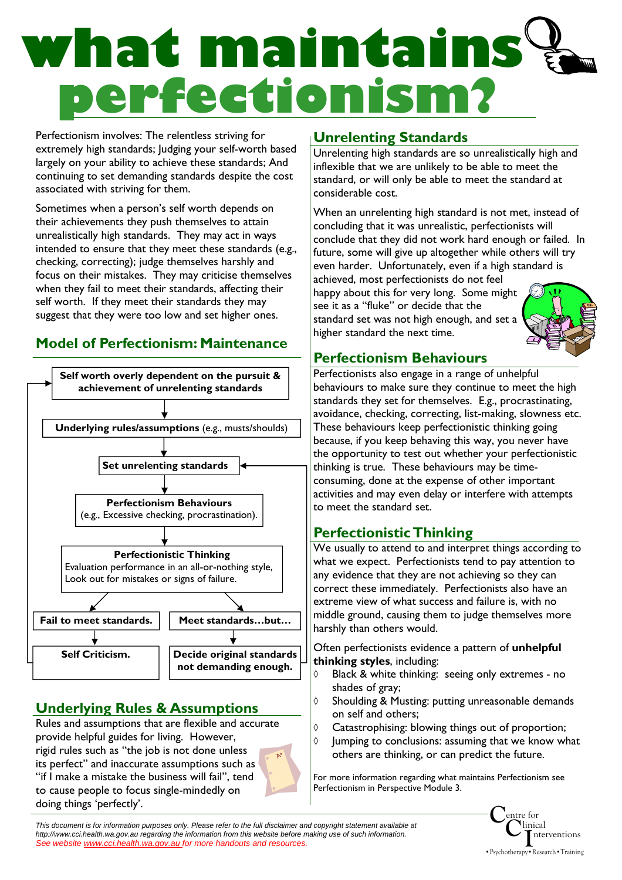# what maintains perfectionism?

Perfectionism involves: The relentless striving for extremely high standards; Judging your self-worth based largely on your ability to achieve these standards; And continuing to set demanding standards despite the cost associated with striving for them.

Sometimes when a person's self worth depends on their achievements they push themselves to attain unrealistically high standards. They may act in ways intended to ensure that they meet these standards (e.g., checking, correcting); judge themselves harshly and focus on their mistakes. They may criticise themselves when they fail to meet their standards, affecting their self worth. If they meet their standards they may suggest that they were too low and set higher ones.

## Model of Perfectionism: Maintenance

**Self worth overly dependent on the pursuit & achievement of unrelenting standards**

↓

**Underlying rules/assumptions** (e.g., musts/shoulds)

↓

**Set unrelenting standards**

↓

**Perfectionism Behaviours** (e.g., Excessive checking, procrastination).

↓

**Perfectionistic Thinking** Evaluation performance in an all-or-nothing style, Look out for mistakes or signs of failure.

↙ ↘

**Fail to meet standards.** → **Self Criticism.** → (back to Self worth overly dependent on the pursuit & achievement of unrelenting standards)

**Meet standards…but…** → **Decide original standards not demanding enough.** → (back to Set unrelenting standards)

## Underlying Rules & Assumptions

Rules and assumptions that are flexible and accurate provide helpful guides for living. However, rigid rules such as "the job is not done unless its perfect" and inaccurate assumptions such as "if I make a mistake the business will fail", tend to cause people to focus single-mindedly on doing things 'perfectly'.

## Unrelenting Standards

Unrelenting high standards are so unrealistically high and inflexible that we are unlikely to be able to meet the standard, or will only be able to meet the standard at considerable cost.

When an unrelenting high standard is not met, instead of concluding that it was unrealistic, perfectionists will conclude that they did not work hard enough or failed. In future, some will give up altogether while others will try even harder. Unfortunately, even if a high standard is achieved, most perfectionists do not feel happy about this for very long. Some might see it as a "fluke" or decide that the standard set was not high enough, and set a higher standard the next time.

## Perfectionism Behaviours

Perfectionists also engage in a range of unhelpful behaviours to make sure they continue to meet the high standards they set for themselves. E.g., procrastinating, avoidance, checking, correcting, list-making, slowness etc. These behaviours keep perfectionistic thinking going because, if you keep behaving this way, you never have the opportunity to test out whether your perfectionistic thinking is true. These behaviours may be time-consuming, done at the expense of other important activities and may even delay or interfere with attempts to meet the standard set.

## Perfectionistic Thinking

We usually to attend to and interpret things according to what we expect. Perfectionists tend to pay attention to any evidence that they are not achieving so they can correct these immediately. Perfectionists also have an extreme view of what success and failure is, with no middle ground, causing them to judge themselves more harshly than others would.

Often perfectionists evidence a pattern of **unhelpful thinking styles**, including:

- Black & white thinking: seeing only extremes - no shades of gray;
- Shoulding & Musting: putting unreasonable demands on self and others;
- Catastrophising: blowing things out of proportion;
- Jumping to conclusions: assuming that we know what others are thinking, or can predict the future.

For more information regarding what maintains Perfectionism see Perfectionism in Perspective Module 3.

*This document is for information purposes only. Please refer to the full disclaimer and copyright statement available at http://www.cci.health.wa.gov.au regarding the information from this website before making use of such information.*
*See website www.cci.health.wa.gov.au for more handouts and resources.*

Centre for Clinical Interventions
• Psychotherapy • Research • Training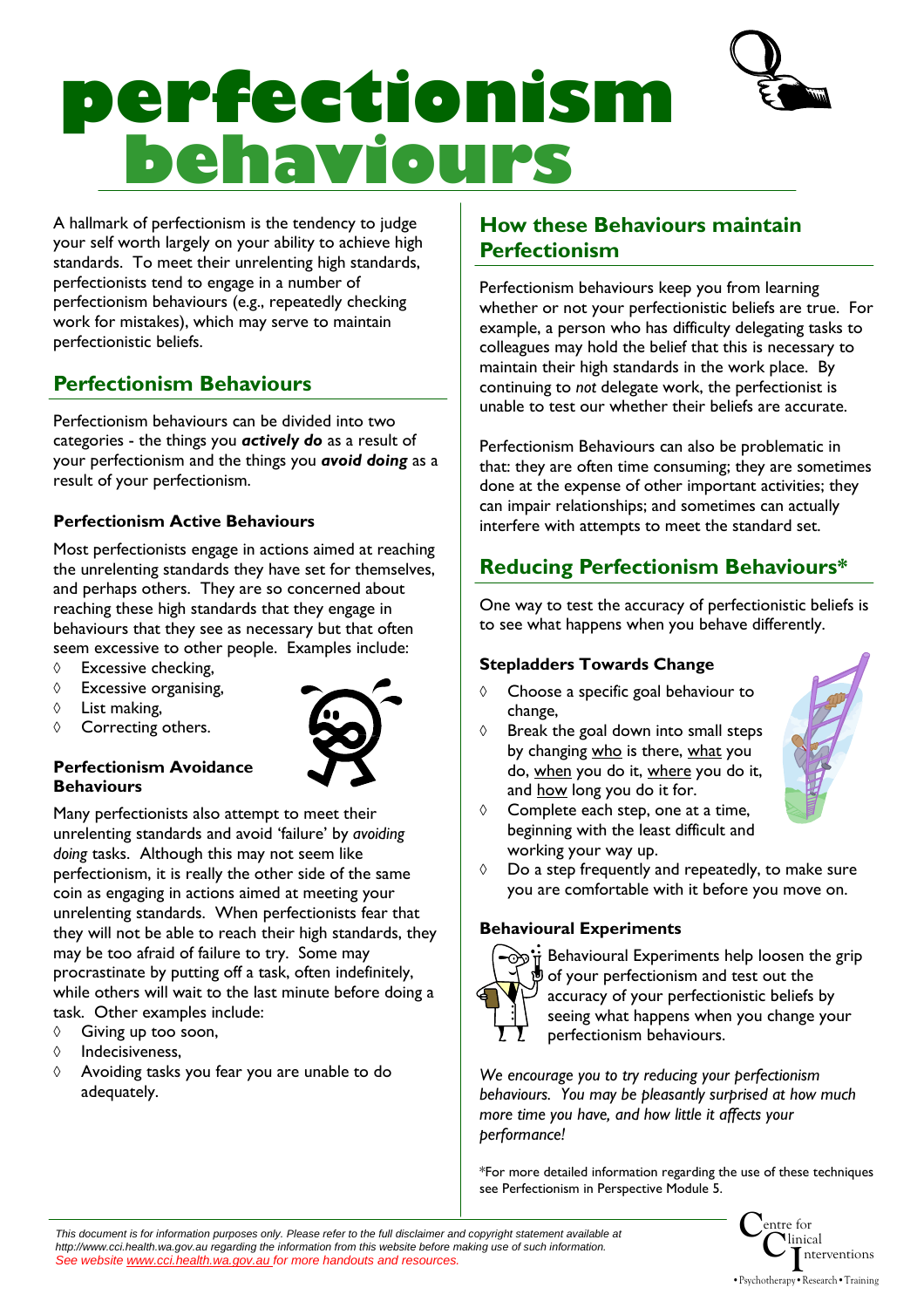# perfectionism behaviours

A hallmark of perfectionism is the tendency to judge your self worth largely on your ability to achieve high standards. To meet their unrelenting high standards, perfectionists tend to engage in a number of perfectionism behaviours (e.g., repeatedly checking work for mistakes), which may serve to maintain perfectionistic beliefs.

## Perfectionism Behaviours

Perfectionism behaviours can be divided into two categories - the things you ***actively do*** as a result of your perfectionism and the things you ***avoid doing*** as a result of your perfectionism.

### Perfectionism Active Behaviours

Most perfectionists engage in actions aimed at reaching the unrelenting standards they have set for themselves, and perhaps others. They are so concerned about reaching these high standards that they engage in behaviours that they see as necessary but that often seem excessive to other people. Examples include:

- Excessive checking,
- Excessive organising,
- List making,
- Correcting others.

### Perfectionism Avoidance Behaviours

Many perfectionists also attempt to meet their unrelenting standards and avoid 'failure' by *avoiding doing* tasks. Although this may not seem like perfectionism, it is really the other side of the same coin as engaging in actions aimed at meeting your unrelenting standards. When perfectionists fear that they will not be able to reach their high standards, they may be too afraid of failure to try. Some may procrastinate by putting off a task, often indefinitely, while others will wait to the last minute before doing a task. Other examples include:

- Giving up too soon,
- Indecisiveness,
- Avoiding tasks you fear you are unable to do adequately.

## How these Behaviours maintain Perfectionism

Perfectionism behaviours keep you from learning whether or not your perfectionistic beliefs are true. For example, a person who has difficulty delegating tasks to colleagues may hold the belief that this is necessary to maintain their high standards in the work place. By continuing to *not* delegate work, the perfectionist is unable to test our whether their beliefs are accurate.

Perfectionism Behaviours can also be problematic in that: they are often time consuming; they are sometimes done at the expense of other important activities; they can impair relationships; and sometimes can actually interfere with attempts to meet the standard set.

## Reducing Perfectionism Behaviours*

One way to test the accuracy of perfectionistic beliefs is to see what happens when you behave differently.

### Stepladders Towards Change

- Choose a specific goal behaviour to change,
- Break the goal down into small steps by changing <u>who</u> is there, <u>what</u> you do, <u>when</u> you do it, <u>where</u> you do it, and <u>how</u> long you do it for.
- Complete each step, one at a time, beginning with the least difficult and working your way up.
- Do a step frequently and repeatedly, to make sure you are comfortable with it before you move on.

### Behavioural Experiments

Behavioural Experiments help loosen the grip of your perfectionism and test out the accuracy of your perfectionistic beliefs by seeing what happens when you change your perfectionism behaviours.

*We encourage you to try reducing your perfectionism behaviours. You may be pleasantly surprised at how much more time you have, and how little it affects your performance!*

*For more detailed information regarding the use of these techniques see Perfectionism in Perspective Module 5.

*This document is for information purposes only. Please refer to the full disclaimer and copyright statement available at http://www.cci.health.wa.gov.au regarding the information from this website before making use of such information.*
*See website www.cci.health.wa.gov.au for more handouts and resources.*

Centre for Clinical Interventions
• Psychotherapy • Research • Training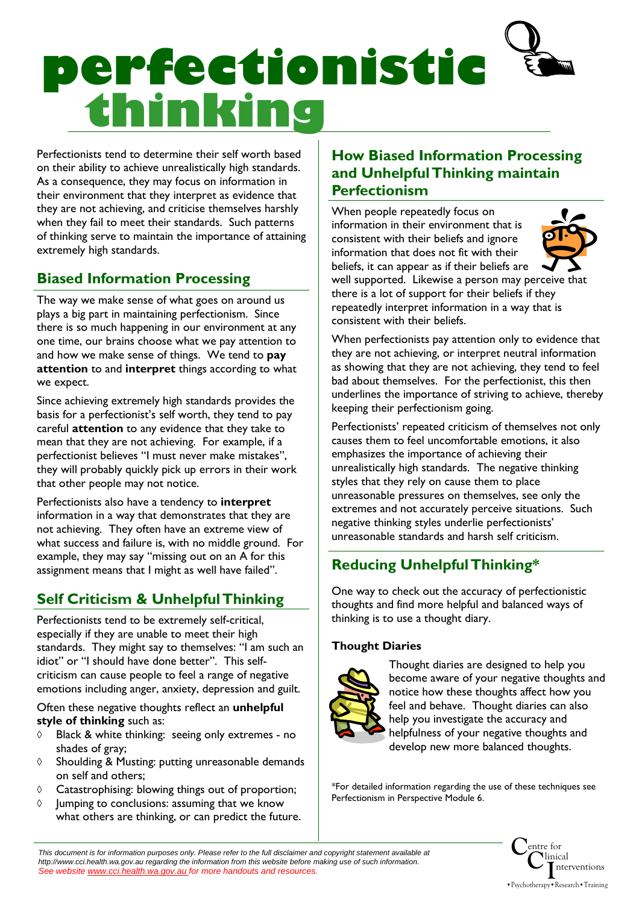# perfectionistic thinking

Perfectionists tend to determine their self worth based on their ability to achieve unrealistically high standards. As a consequence, they may focus on information in their environment that they interpret as evidence that they are not achieving, and criticise themselves harshly when they fail to meet their standards. Such patterns of thinking serve to maintain the importance of attaining extremely high standards.

## Biased Information Processing

The way we make sense of what goes on around us plays a big part in maintaining perfectionism. Since there is so much happening in our environment at any one time, our brains choose what we pay attention to and how we make sense of things. We tend to **pay attention** to and **interpret** things according to what we expect.

Since achieving extremely high standards provides the basis for a perfectionist's self worth, they tend to pay careful **attention** to any evidence that they take to mean that they are not achieving. For example, if a perfectionist believes "I must never make mistakes", they will probably quickly pick up errors in their work that other people may not notice.

Perfectionists also have a tendency to **interpret** information in a way that demonstrates that they are not achieving. They often have an extreme view of what success and failure is, with no middle ground. For example, they may say "missing out on an A for this assignment means that I might as well have failed".

## Self Criticism & Unhelpful Thinking

Perfectionists tend to be extremely self-critical, especially if they are unable to meet their high standards. They might say to themselves: "I am such an idiot" or "I should have done better". This self-criticism can cause people to feel a range of negative emotions including anger, anxiety, depression and guilt.

Often these negative thoughts reflect an **unhelpful style of thinking** such as:

- Black & white thinking: seeing only extremes - no shades of gray;
- Shoulding & Musting: putting unreasonable demands on self and others;
- Catastrophising: blowing things out of proportion;
- Jumping to conclusions: assuming that we know what others are thinking, or can predict the future.

## How Biased Information Processing and Unhelpful Thinking maintain Perfectionism

When people repeatedly focus on information in their environment that is consistent with their beliefs and ignore information that does not fit with their beliefs, it can appear as if their beliefs are well supported. Likewise a person may perceive that there is a lot of support for their beliefs if they repeatedly interpret information in a way that is consistent with their beliefs.

When perfectionists pay attention only to evidence that they are not achieving, or interpret neutral information as showing that they are not achieving, they tend to feel bad about themselves. For the perfectionist, this then underlines the importance of striving to achieve, thereby keeping their perfectionism going.

Perfectionists' repeated criticism of themselves not only causes them to feel uncomfortable emotions, it also emphasizes the importance of achieving their unrealistically high standards. The negative thinking styles that they rely on cause them to place unreasonable pressures on themselves, see only the extremes and not accurately perceive situations. Such negative thinking styles underlie perfectionists' unreasonable standards and harsh self criticism.

## Reducing Unhelpful Thinking*

One way to check out the accuracy of perfectionistic thoughts and find more helpful and balanced ways of thinking is to use a thought diary.

### Thought Diaries

Thought diaries are designed to help you become aware of your negative thoughts and notice how these thoughts affect how you feel and behave. Thought diaries can also help you investigate the accuracy and helpfulness of your negative thoughts and develop new more balanced thoughts.

*For detailed information regarding the use of these techniques see Perfectionism in Perspective Module 6.

*This document is for information purposes only. Please refer to the full disclaimer and copyright statement available at http://www.cci.health.wa.gov.au regarding the information from this website before making use of such information.*
*See website www.cci.health.wa.gov.au for more handouts and resources.*

Centre for Clinical Interventions
• Psychotherapy • Research • Training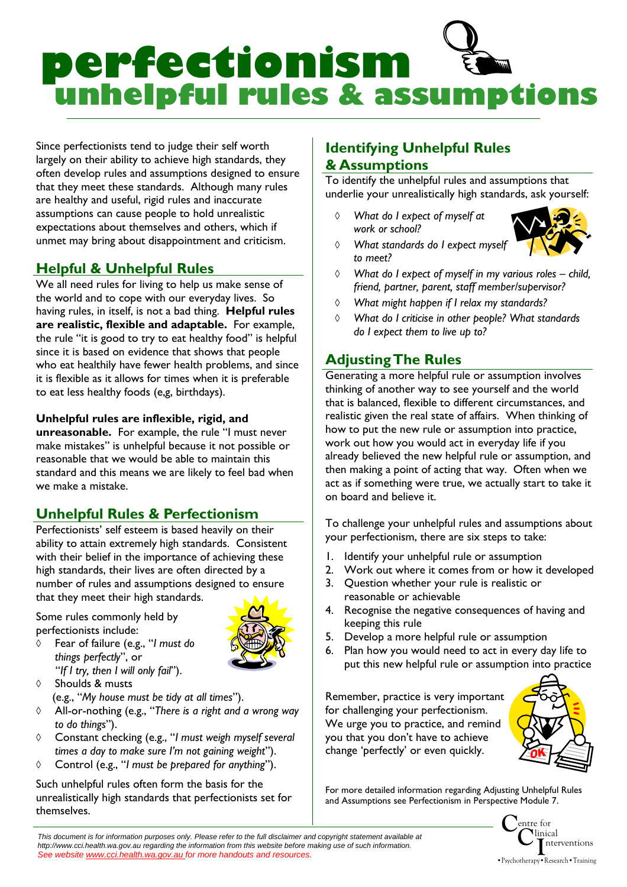# perfectionism
## unhelpful rules & assumptions

Since perfectionists tend to judge their self worth largely on their ability to achieve high standards, they often develop rules and assumptions designed to ensure that they meet these standards. Although many rules are healthy and useful, rigid rules and inaccurate assumptions can cause people to hold unrealistic expectations about themselves and others, which if unmet may bring about disappointment and criticism.

### Helpful & Unhelpful Rules

We all need rules for living to help us make sense of the world and to cope with our everyday lives. So having rules, in itself, is not a bad thing. **Helpful rules are realistic, flexible and adaptable.** For example, the rule "it is good to try to eat healthy food" is helpful since it is based on evidence that shows that people who eat healthily have fewer health problems, and since it is flexible as it allows for times when it is preferable to eat less healthy foods (e,g, birthdays).

**Unhelpful rules are inflexible, rigid, and unreasonable.** For example, the rule "I must never make mistakes" is unhelpful because it not possible or reasonable that we would be able to maintain this standard and this means we are likely to feel bad when we make a mistake.

### Unhelpful Rules & Perfectionism

Perfectionists' self esteem is based heavily on their ability to attain extremely high standards. Consistent with their belief in the importance of achieving these high standards, their lives are often directed by a number of rules and assumptions designed to ensure that they meet their high standards.

Some rules commonly held by perfectionists include:

- Fear of failure (e.g., "*I must do things perfectly*", or "*If I try, then I will only fail*").
- Shoulds & musts (e.g., "*My house must be tidy at all times*").
- All-or-nothing (e.g., "*There is a right and a wrong way to do things*").
- Constant checking (e.g., "*I must weigh myself several times a day to make sure I'm not gaining weight*").
- Control (e.g., "*I must be prepared for anything*").

Such unhelpful rules often form the basis for the unrealistically high standards that perfectionists set for themselves.

### Identifying Unhelpful Rules & Assumptions

To identify the unhelpful rules and assumptions that underlie your unrealistically high standards, ask yourself:

- *What do I expect of myself at work or school?*
- *What standards do I expect myself to meet?*
- *What do I expect of myself in my various roles – child, friend, partner, parent, staff member/supervisor?*
- *What might happen if I relax my standards?*
- *What do I criticise in other people? What standards do I expect them to live up to?*

### Adjusting The Rules

Generating a more helpful rule or assumption involves thinking of another way to see yourself and the world that is balanced, flexible to different circumstances, and realistic given the real state of affairs. When thinking of how to put the new rule or assumption into practice, work out how you would act in everyday life if you already believed the new helpful rule or assumption, and then making a point of acting that way. Often when we act as if something were true, we actually start to take it on board and believe it.

To challenge your unhelpful rules and assumptions about your perfectionism, there are six steps to take:

1. Identify your unhelpful rule or assumption
2. Work out where it comes from or how it developed
3. Question whether your rule is realistic or reasonable or achievable
4. Recognise the negative consequences of having and keeping this rule
5. Develop a more helpful rule or assumption
6. Plan how you would need to act in every day life to put this new helpful rule or assumption into practice

Remember, practice is very important for challenging your perfectionism. We urge you to practice, and remind you that you don't have to achieve change 'perfectly' or even quickly.

For more detailed information regarding Adjusting Unhelpful Rules and Assumptions see Perfectionism in Perspective Module 7.

*This document is for information purposes only. Please refer to the full disclaimer and copyright statement available at http://www.cci.health.wa.gov.au regarding the information from this website before making use of such information.*
*See website www.cci.health.wa.gov.au for more handouts and resources.*

Centre for Clinical Interventions
•Psychotherapy•Research•Training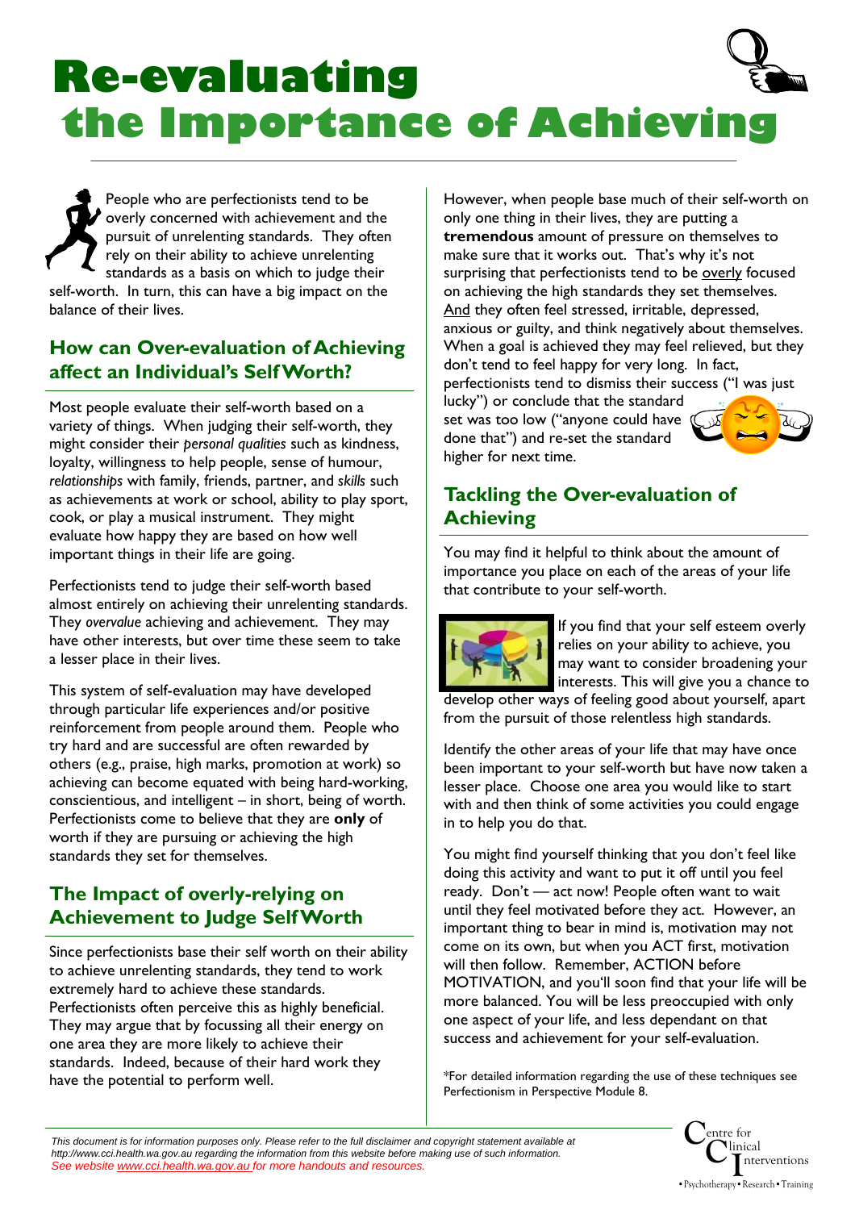# Re-evaluating the Importance of Achieving

People who are perfectionists tend to be overly concerned with achievement and the pursuit of unrelenting standards. They often rely on their ability to achieve unrelenting standards as a basis on which to judge their self-worth. In turn, this can have a big impact on the balance of their lives.

## How can Over-evaluation of Achieving affect an Individual's Self Worth?

Most people evaluate their self-worth based on a variety of things. When judging their self-worth, they might consider their *personal qualities* such as kindness, loyalty, willingness to help people, sense of humour, *relationships* with family, friends, partner, and *skills* such as achievements at work or school, ability to play sport, cook, or play a musical instrument. They might evaluate how happy they are based on how well important things in their life are going.

Perfectionists tend to judge their self-worth based almost entirely on achieving their unrelenting standards. They *overvalue* achieving and achievement. They may have other interests, but over time these seem to take a lesser place in their lives.

This system of self-evaluation may have developed through particular life experiences and/or positive reinforcement from people around them. People who try hard and are successful are often rewarded by others (e.g., praise, high marks, promotion at work) so achieving can become equated with being hard-working, conscientious, and intelligent – in short, being of worth. Perfectionists come to believe that they are **only** of worth if they are pursuing or achieving the high standards they set for themselves.

## The Impact of overly-relying on Achievement to Judge Self Worth

Since perfectionists base their self worth on their ability to achieve unrelenting standards, they tend to work extremely hard to achieve these standards. Perfectionists often perceive this as highly beneficial. They may argue that by focussing all their energy on one area they are more likely to achieve their standards. Indeed, because of their hard work they have the potential to perform well.

However, when people base much of their self-worth on only one thing in their lives, they are putting a **tremendous** amount of pressure on themselves to make sure that it works out. That's why it's not surprising that perfectionists tend to be <u>overly</u> focused on achieving the high standards they set themselves. <u>And</u> they often feel stressed, irritable, depressed, anxious or guilty, and think negatively about themselves. When a goal is achieved they may feel relieved, but they don't tend to feel happy for very long. In fact, perfectionists tend to dismiss their success ("I was just lucky") or conclude that the standard set was too low ("anyone could have done that") and re-set the standard higher for next time.

## Tackling the Over-evaluation of Achieving

You may find it helpful to think about the amount of importance you place on each of the areas of your life that contribute to your self-worth.

If you find that your self esteem overly relies on your ability to achieve, you may want to consider broadening your interests. This will give you a chance to develop other ways of feeling good about yourself, apart from the pursuit of those relentless high standards.

Identify the other areas of your life that may have once been important to your self-worth but have now taken a lesser place. Choose one area you would like to start with and then think of some activities you could engage in to help you do that.

You might find yourself thinking that you don't feel like doing this activity and want to put it off until you feel ready. Don't — act now! People often want to wait until they feel motivated before they act. However, an important thing to bear in mind is, motivation may not come on its own, but when you ACT first, motivation will then follow. Remember, ACTION before MOTIVATION, and you'll soon find that your life will be more balanced. You will be less preoccupied with only one aspect of your life, and less dependant on that success and achievement for your self-evaluation.

*For detailed information regarding the use of these techniques see Perfectionism in Perspective Module 8.

*This document is for information purposes only. Please refer to the full disclaimer and copyright statement available at http://www.cci.health.wa.gov.au regarding the information from this website before making use of such information.*
*See website www.cci.health.wa.gov.au for more handouts and resources.*

Centre for Clinical Interventions
• Psychotherapy • Research • Training